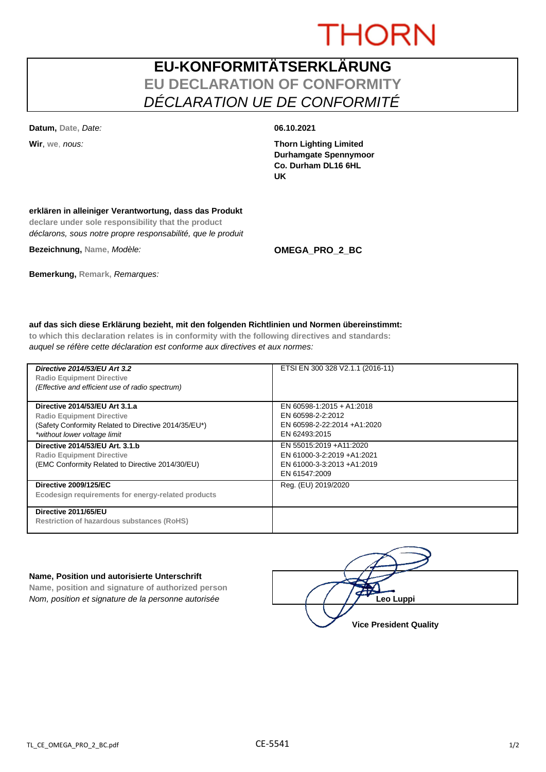THORN

# EU-KONFORMITÄTSERKLÄRUNG
## EU DECLARATION OF CONFORMITY
## *DÉCLARATION UE DE CONFORMITÉ*

**Datum,** Date, *Date:* **06.10.2021**

**Wir**, we, *nous:*

**Thorn Lighting Limited**
**Durhamgate Spennymoor**
**Co. Durham DL16 6HL**
**UK**

**erklären in alleiniger Verantwortung, dass das Produkt**
**declare under sole responsibility that the product**
*déclarons, sous notre propre responsabilité, que le produit*

**Bezeichnung,** Name, *Modèle:* **OMEGA_PRO_2_BC**

**Bemerkung,** Remark, *Remarques:*

**auf das sich diese Erklärung bezieht, mit den folgenden Richtlinien und Normen übereinstimmt:**
**to which this declaration relates is in conformity with the following directives and standards:**
*auquel se réfère cette déclaration est conforme aux directives et aux normes:*

| Directive | Standards |
|---|---|
| ***Directive 2014/53/EU Art 3.2***<br>**Radio Equipment Directive**<br>*(Effective and efficient use of radio spectrum)* | ETSI EN 300 328 V2.1.1 (2016-11) |
| **Directive 2014/53/EU Art 3.1.a**<br>**Radio Equipment Directive**<br>(Safety Conformity Related to Directive 2014/35/EU*)<br>*\*without lower voltage limit* | EN 60598-1:2015 + A1:2018<br>EN 60598-2-2:2012<br>EN 60598-2-22:2014 +A1:2020<br>EN 62493:2015 |
| **Directive 2014/53/EU Art. 3.1.b**<br>**Radio Equipment Directive**<br>(EMC Conformity Related to Directive 2014/30/EU) | EN 55015:2019 +A11:2020<br>EN 61000-3-2:2019 +A1:2021<br>EN 61000-3-3:2013 +A1:2019<br>EN 61547:2009 |
| **Directive 2009/125/EC**<br>**Ecodesign requirements for energy-related products** | Reg. (EU) 2019/2020 |
| **Directive 2011/65/EU**<br>**Restriction of hazardous substances (RoHS)** | |

**Name, Position und autorisierte Unterschrift**
**Name, position and signature of authorized person**
*Nom, position et signature de la personne autorisée*

**Leo Luppi**
**Vice President Quality**

TL_CE_OMEGA_PRO_2_BC.pdf CE-5541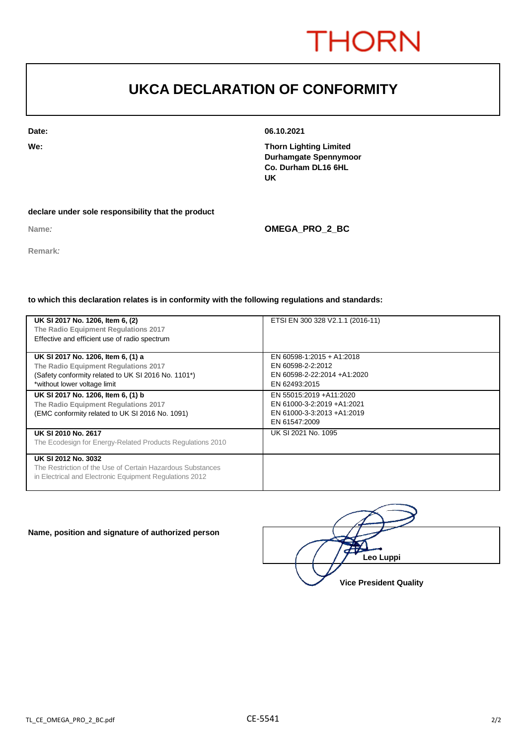THORN

# UKCA DECLARATION OF CONFORMITY

**Date:** **06.10.2021**

**We:** **Thorn Lighting Limited**
**Durhamgate Spennymoor**
**Co. Durham DL16 6HL**
**UK**

**declare under sole responsibility that the product**

**Name:** **OMEGA_PRO_2_BC**

**Remark:**

**to which this declaration relates is in conformity with the following regulations and standards:**

| | |
|---|---|
| **UK SI 2017 No. 1206, Item 6, (2)**<br>**The Radio Equipment Regulations 2017**<br>Effective and efficient use of radio spectrum | ETSI EN 300 328 V2.1.1 (2016-11) |
| **UK SI 2017 No. 1206, Item 6, (1) a**<br>**The Radio Equipment Regulations 2017**<br>(Safety conformity related to UK SI 2016 No. 1101*)<br>*without lower voltage limit | EN 60598-1:2015 + A1:2018<br>EN 60598-2-2:2012<br>EN 60598-2-22:2014 +A1:2020<br>EN 62493:2015 |
| **UK SI 2017 No. 1206, Item 6, (1) b**<br>**The Radio Equipment Regulations 2017**<br>(EMC conformity related to UK SI 2016 No. 1091) | EN 55015:2019 +A11:2020<br>EN 61000-3-2:2019 +A1:2021<br>EN 61000-3-3:2013 +A1:2019<br>EN 61547:2009 |
| **UK SI 2010 No. 2617**<br>The Ecodesign for Energy-Related Products Regulations 2010 | UK SI 2021 No. 1095 |
| **UK SI 2012 No. 3032**<br>The Restriction of the Use of Certain Hazardous Substances in Electrical and Electronic Equipment Regulations 2012 | |

**Name, position and signature of authorized person**

**Leo Luppi**

**Vice President Quality**

TL_CE_OMEGA_PRO_2_BC.pdf CE-5541